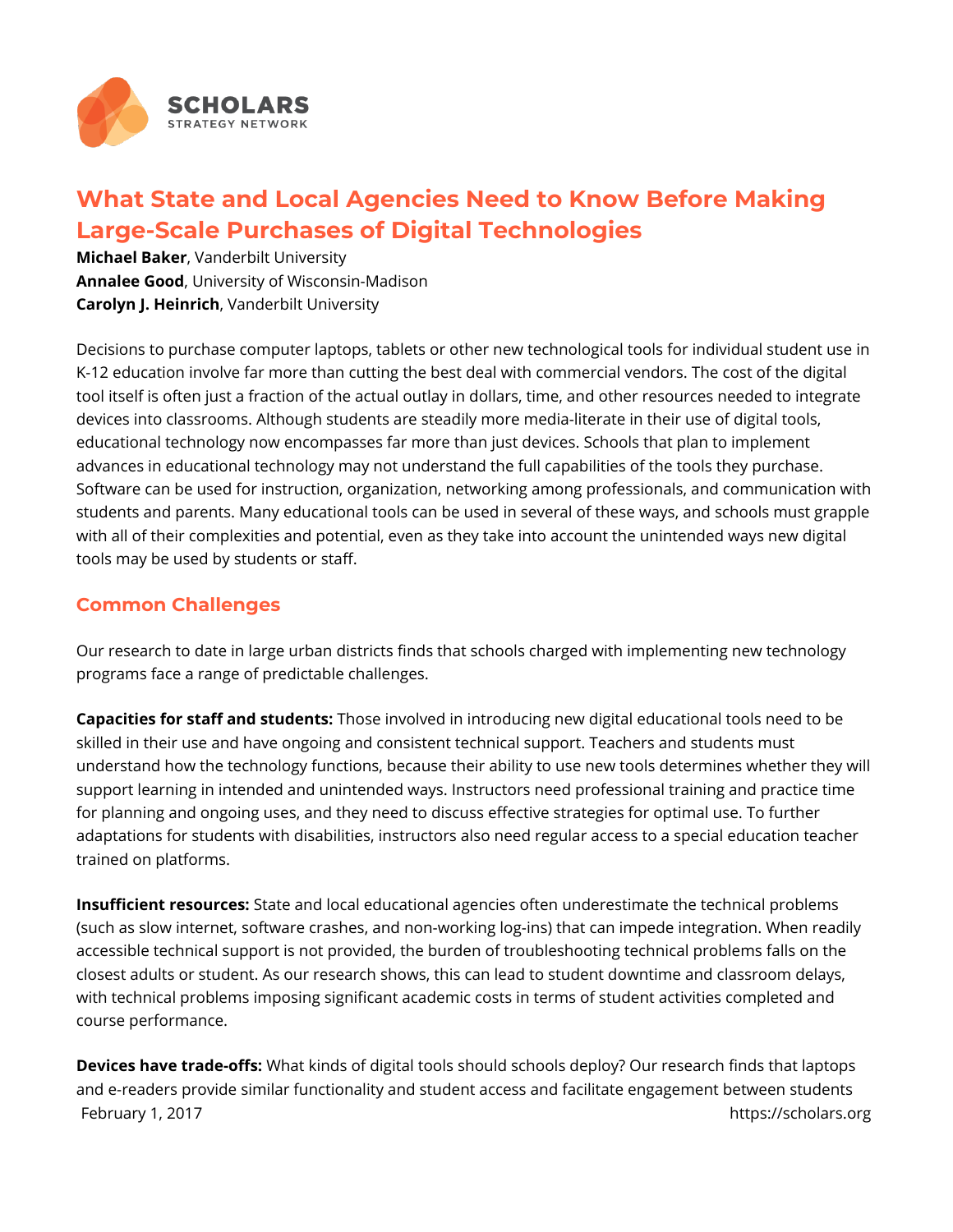# What State and Local Agencies Need to Know Before Making Large-Scale Purchases of Digital Technologies

**Michael Baker**, Vanderbilt University
**Annalee Good**, University of Wisconsin-Madison
**Carolyn J. Heinrich**, Vanderbilt University

Decisions to purchase computer laptops, tablets or other new technological tools for individual student use in K-12 education involve far more than cutting the best deal with commercial vendors. The cost of the digital tool itself is often just a fraction of the actual outlay in dollars, time, and other resources needed to integrate devices into classrooms. Although students are steadily more media-literate in their use of digital tools, educational technology now encompasses far more than just devices. Schools that plan to implement advances in educational technology may not understand the full capabilities of the tools they purchase. Software can be used for instruction, organization, networking among professionals, and communication with students and parents. Many educational tools can be used in several of these ways, and schools must grapple with all of their complexities and potential, even as they take into account the unintended ways new digital tools may be used by students or staff.

## Common Challenges

Our research to date in large urban districts finds that schools charged with implementing new technology programs face a range of predictable challenges.

**Capacities for staff and students:** Those involved in introducing new digital educational tools need to be skilled in their use and have ongoing and consistent technical support. Teachers and students must understand how the technology functions, because their ability to use new tools determines whether they will support learning in intended and unintended ways. Instructors need professional training and practice time for planning and ongoing uses, and they need to discuss effective strategies for optimal use. To further adaptations for students with disabilities, instructors also need regular access to a special education teacher trained on platforms.

**Insufficient resources:** State and local educational agencies often underestimate the technical problems (such as slow internet, software crashes, and non-working log-ins) that can impede integration. When readily accessible technical support is not provided, the burden of troubleshooting technical problems falls on the closest adults or student. As our research shows, this can lead to student downtime and classroom delays, with technical problems imposing significant academic costs in terms of student activities completed and course performance.

**Devices have trade-offs:** What kinds of digital tools should schools deploy? Our research finds that laptops and e-readers provide similar functionality and student access and facilitate engagement between students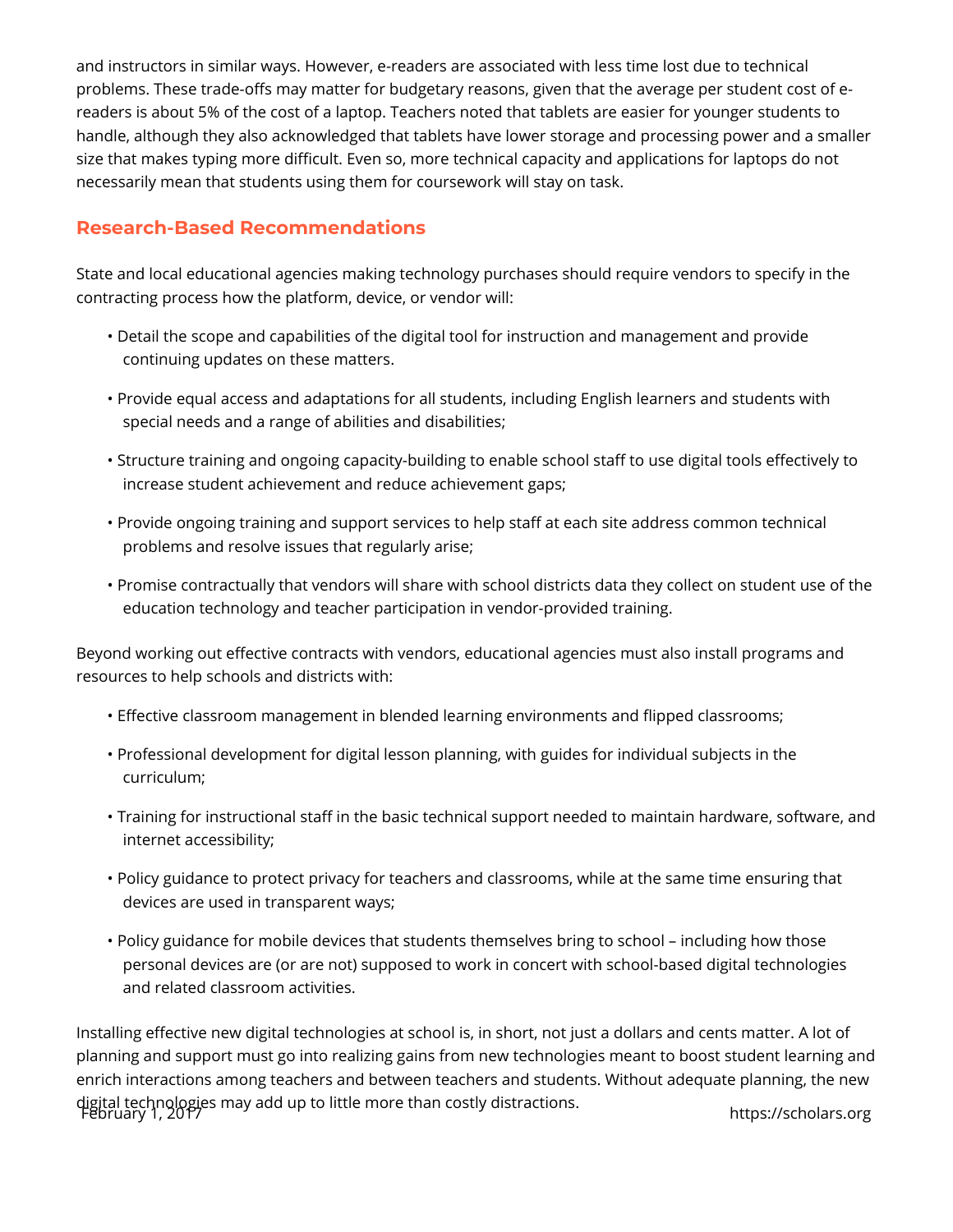and instructors in similar ways. However, e-readers are associated with less time lost due to technical problems. These trade-offs may matter for budgetary reasons, given that the average per student cost of e-readers is about 5% of the cost of a laptop. Teachers noted that tablets are easier for younger students to handle, although they also acknowledged that tablets have lower storage and processing power and a smaller size that makes typing more difficult. Even so, more technical capacity and applications for laptops do not necessarily mean that students using them for coursework will stay on task.

## Research-Based Recommendations

State and local educational agencies making technology purchases should require vendors to specify in the contracting process how the platform, device, or vendor will:

- Detail the scope and capabilities of the digital tool for instruction and management and provide continuing updates on these matters.
- Provide equal access and adaptations for all students, including English learners and students with special needs and a range of abilities and disabilities;
- Structure training and ongoing capacity-building to enable school staff to use digital tools effectively to increase student achievement and reduce achievement gaps;
- Provide ongoing training and support services to help staff at each site address common technical problems and resolve issues that regularly arise;
- Promise contractually that vendors will share with school districts data they collect on student use of the education technology and teacher participation in vendor-provided training.

Beyond working out effective contracts with vendors, educational agencies must also install programs and resources to help schools and districts with:

- Effective classroom management in blended learning environments and flipped classrooms;
- Professional development for digital lesson planning, with guides for individual subjects in the curriculum;
- Training for instructional staff in the basic technical support needed to maintain hardware, software, and internet accessibility;
- Policy guidance to protect privacy for teachers and classrooms, while at the same time ensuring that devices are used in transparent ways;
- Policy guidance for mobile devices that students themselves bring to school – including how those personal devices are (or are not) supposed to work in concert with school-based digital technologies and related classroom activities.

Installing effective new digital technologies at school is, in short, not just a dollars and cents matter. A lot of planning and support must go into realizing gains from new technologies meant to boost student learning and enrich interactions among teachers and between teachers and students. Without adequate planning, the new digital technologies may add up to little more than costly distractions.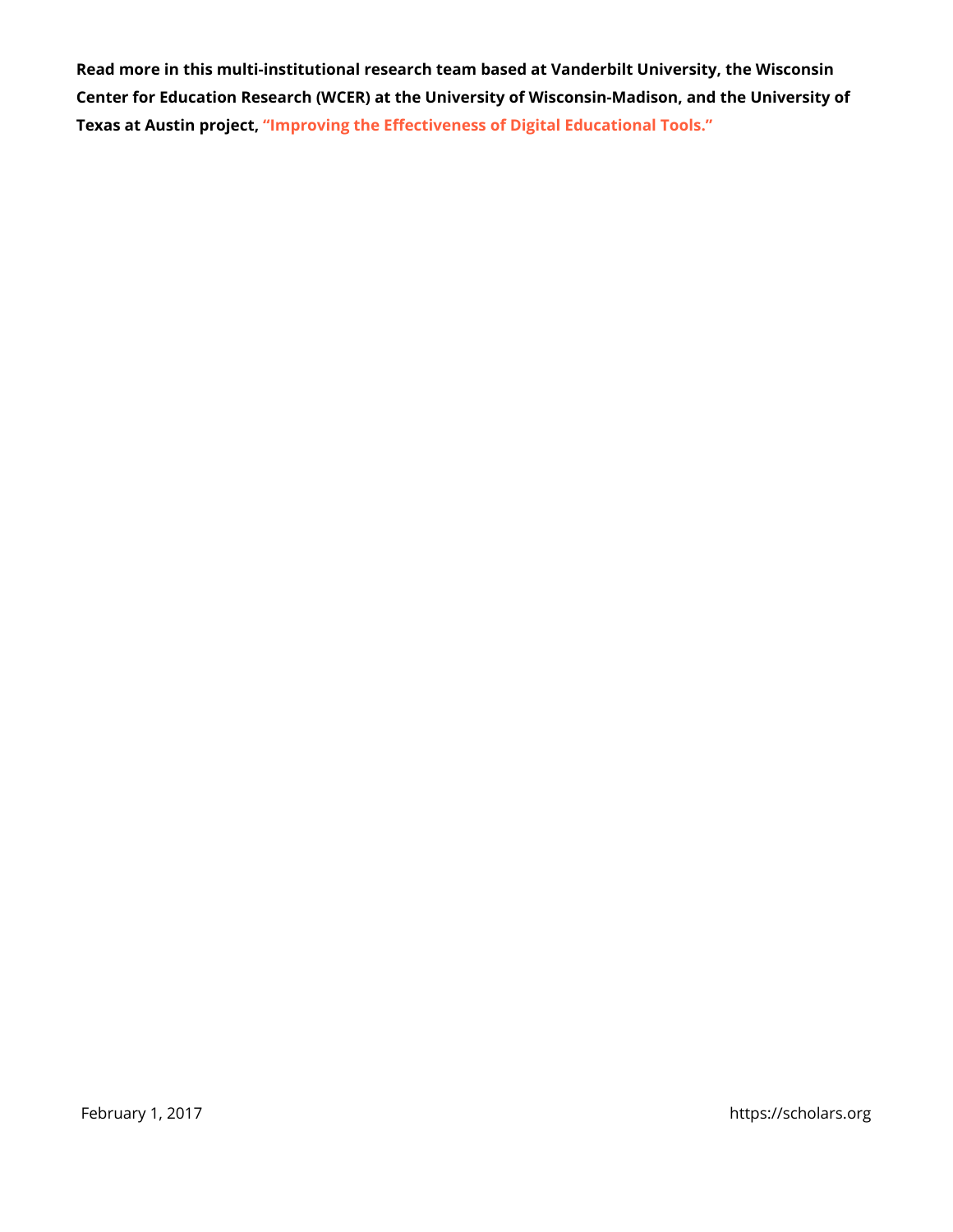**Read more in this multi-institutional research team based at Vanderbilt University, the Wisconsin Center for Education Research (WCER) at the University of Wisconsin-Madison, and the University of Texas at Austin project, "Improving the Effectiveness of Digital Educational Tools."**